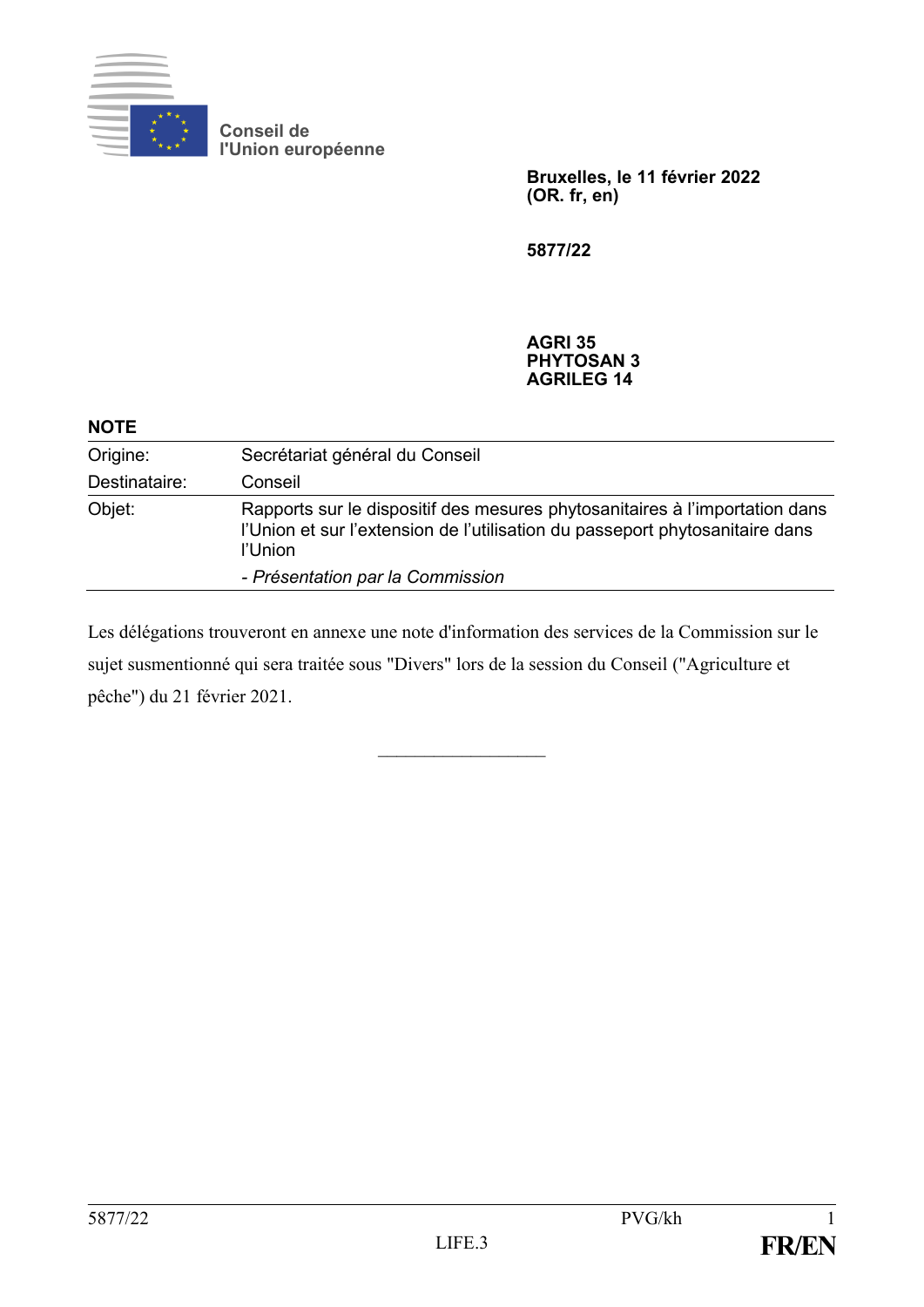Conseil de l'Union européenne

**Bruxelles, le 11 février 2022**
**(OR. fr, en)**

**5877/22**

**AGRI 35**
**PHYTOSAN 3**
**AGRILEG 14**

**NOTE**

| | |
|---|---|
| Origine: | Secrétariat général du Conseil |
| Destinataire: | Conseil |
| Objet: | Rapports sur le dispositif des mesures phytosanitaires à l'importation dans l'Union et sur l'extension de l'utilisation du passeport phytosanitaire dans l'Union<br>*- Présentation par la Commission* |

Les délégations trouveront en annexe une note d'information des services de la Commission sur le sujet susmentionné qui sera traitée sous "Divers" lors de la session du Conseil ("Agriculture et pêche") du 21 février 2021.

\_\_\_\_\_\_\_\_\_\_\_\_\_\_\_\_\_\_\_\_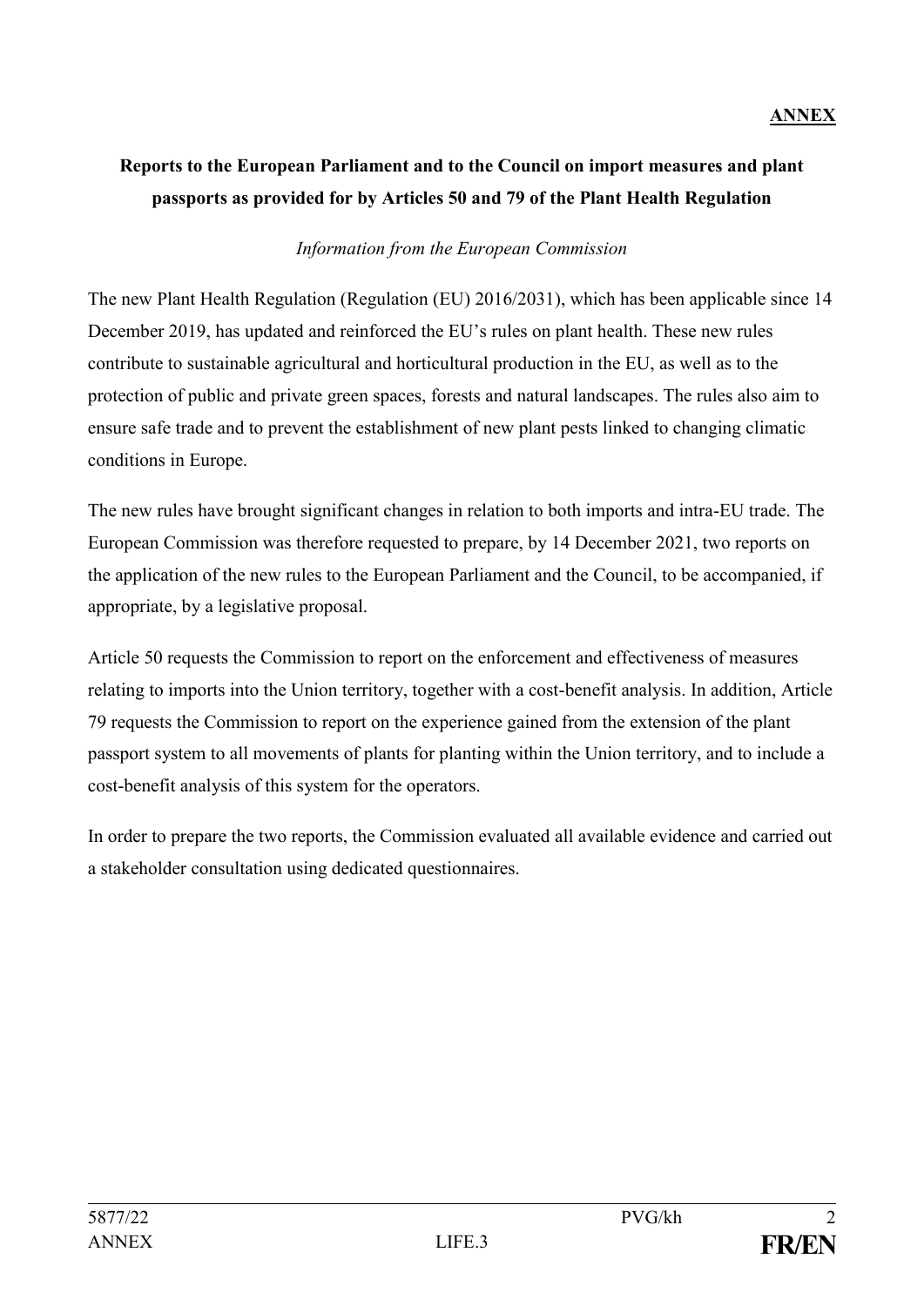**ANNEX**

**Reports to the European Parliament and to the Council on import measures and plant passports as provided for by Articles 50 and 79 of the Plant Health Regulation**

*Information from the European Commission*

The new Plant Health Regulation (Regulation (EU) 2016/2031), which has been applicable since 14 December 2019, has updated and reinforced the EU's rules on plant health. These new rules contribute to sustainable agricultural and horticultural production in the EU, as well as to the protection of public and private green spaces, forests and natural landscapes. The rules also aim to ensure safe trade and to prevent the establishment of new plant pests linked to changing climatic conditions in Europe.

The new rules have brought significant changes in relation to both imports and intra-EU trade. The European Commission was therefore requested to prepare, by 14 December 2021, two reports on the application of the new rules to the European Parliament and the Council, to be accompanied, if appropriate, by a legislative proposal.

Article 50 requests the Commission to report on the enforcement and effectiveness of measures relating to imports into the Union territory, together with a cost-benefit analysis. In addition, Article 79 requests the Commission to report on the experience gained from the extension of the plant passport system to all movements of plants for planting within the Union territory, and to include a cost-benefit analysis of this system for the operators.

In order to prepare the two reports, the Commission evaluated all available evidence and carried out a stakeholder consultation using dedicated questionnaires.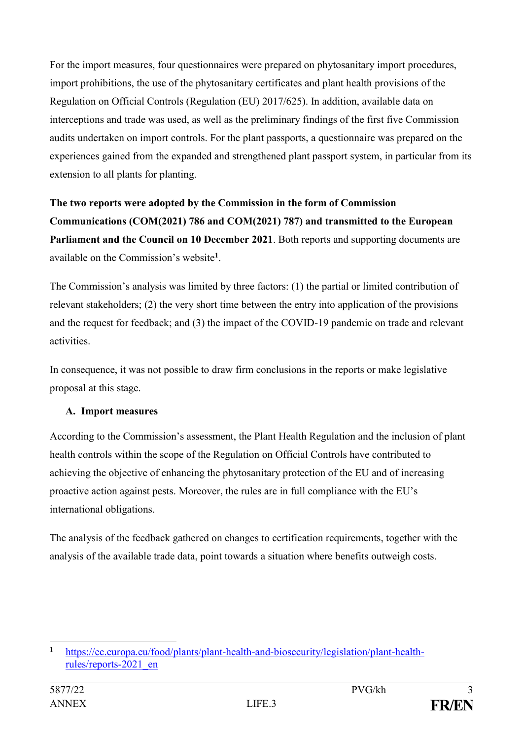For the import measures, four questionnaires were prepared on phytosanitary import procedures, import prohibitions, the use of the phytosanitary certificates and plant health provisions of the Regulation on Official Controls (Regulation (EU) 2017/625). In addition, available data on interceptions and trade was used, as well as the preliminary findings of the first five Commission audits undertaken on import controls. For the plant passports, a questionnaire was prepared on the experiences gained from the expanded and strengthened plant passport system, in particular from its extension to all plants for planting.

**The two reports were adopted by the Commission in the form of Commission Communications (COM(2021) 786 and COM(2021) 787) and transmitted to the European Parliament and the Council on 10 December 2021**. Both reports and supporting documents are available on the Commission's website[1].

The Commission's analysis was limited by three factors: (1) the partial or limited contribution of relevant stakeholders; (2) the very short time between the entry into application of the provisions and the request for feedback; and (3) the impact of the COVID-19 pandemic on trade and relevant activities.

In consequence, it was not possible to draw firm conclusions in the reports or make legislative proposal at this stage.

### A. Import measures

According to the Commission's assessment, the Plant Health Regulation and the inclusion of plant health controls within the scope of the Regulation on Official Controls have contributed to achieving the objective of enhancing the phytosanitary protection of the EU and of increasing proactive action against pests. Moreover, the rules are in full compliance with the EU's international obligations.

The analysis of the feedback gathered on changes to certification requirements, together with the analysis of the available trade data, point towards a situation where benefits outweigh costs.

---

[1] https://ec.europa.eu/food/plants/plant-health-and-biosecurity/legislation/plant-health-rules/reports-2021_en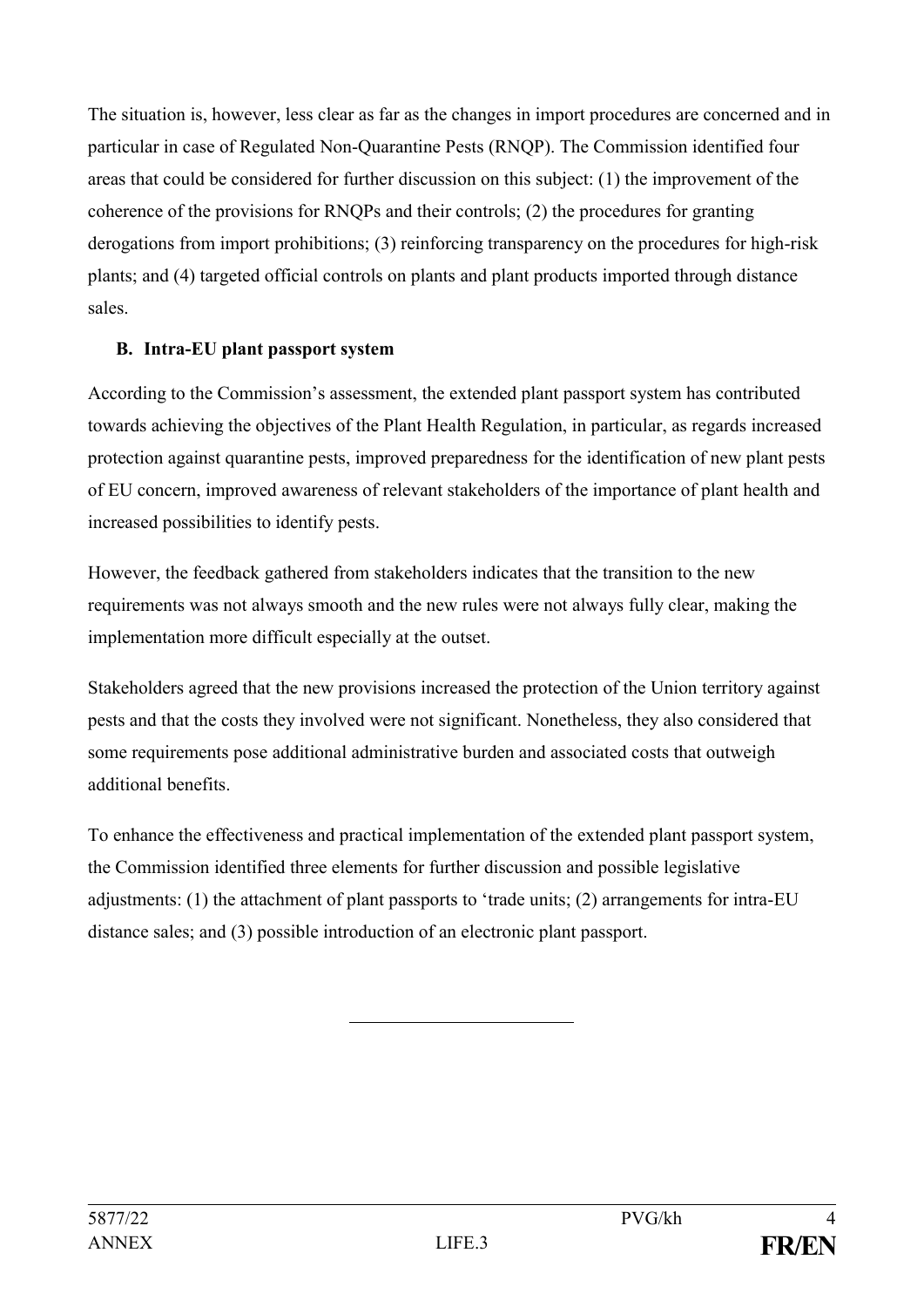The situation is, however, less clear as far as the changes in import procedures are concerned and in particular in case of Regulated Non-Quarantine Pests (RNQP). The Commission identified four areas that could be considered for further discussion on this subject: (1) the improvement of the coherence of the provisions for RNQPs and their controls; (2) the procedures for granting derogations from import prohibitions; (3) reinforcing transparency on the procedures for high-risk plants; and (4) targeted official controls on plants and plant products imported through distance sales.

**B. Intra-EU plant passport system**

According to the Commission's assessment, the extended plant passport system has contributed towards achieving the objectives of the Plant Health Regulation, in particular, as regards increased protection against quarantine pests, improved preparedness for the identification of new plant pests of EU concern, improved awareness of relevant stakeholders of the importance of plant health and increased possibilities to identify pests.

However, the feedback gathered from stakeholders indicates that the transition to the new requirements was not always smooth and the new rules were not always fully clear, making the implementation more difficult especially at the outset.

Stakeholders agreed that the new provisions increased the protection of the Union territory against pests and that the costs they involved were not significant. Nonetheless, they also considered that some requirements pose additional administrative burden and associated costs that outweigh additional benefits.

To enhance the effectiveness and practical implementation of the extended plant passport system, the Commission identified three elements for further discussion and possible legislative adjustments: (1) the attachment of plant passports to 'trade units; (2) arrangements for intra-EU distance sales; and (3) possible introduction of an electronic plant passport.